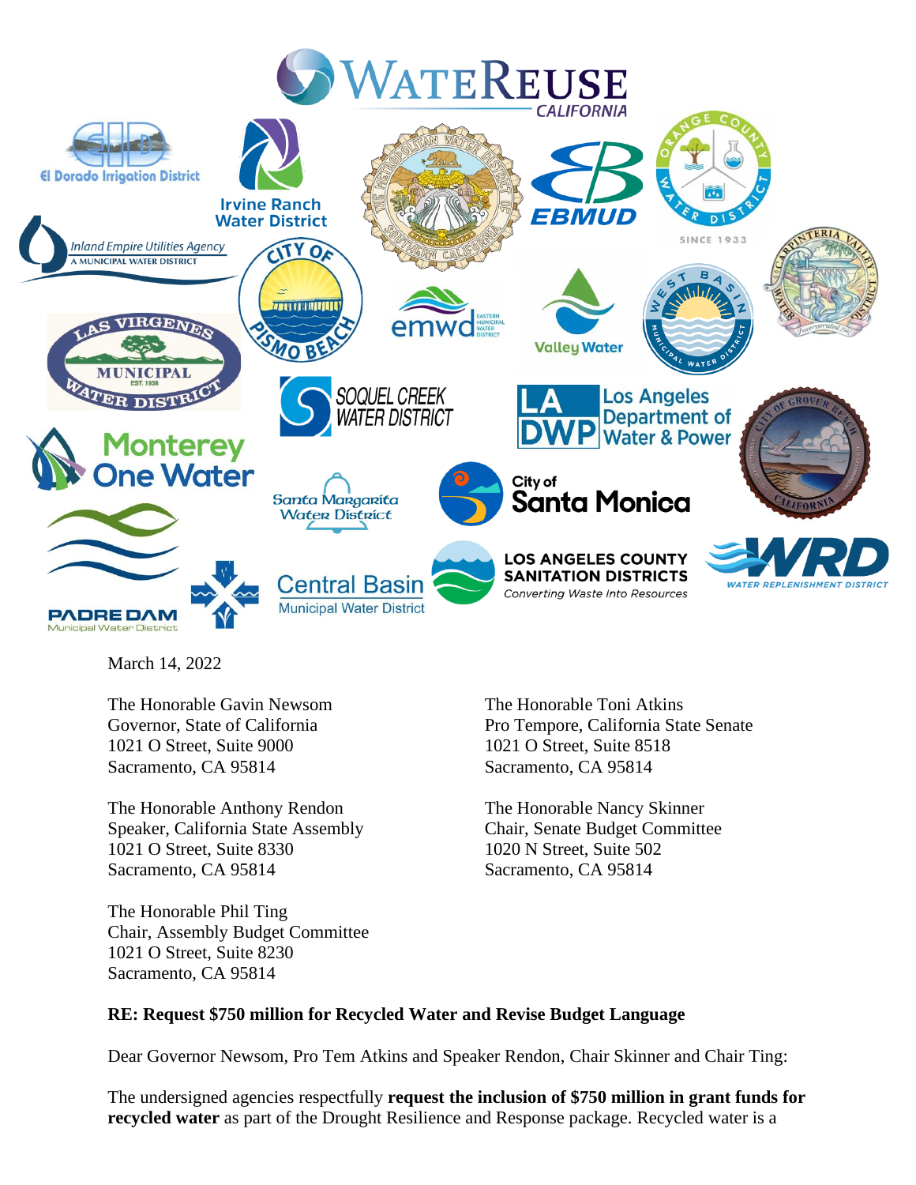March 14, 2022

The Honorable Gavin Newsom
Governor, State of California
1021 O Street, Suite 9000
Sacramento, CA 95814

The Honorable Toni Atkins
Pro Tempore, California State Senate
1021 O Street, Suite 8518
Sacramento, CA 95814

The Honorable Anthony Rendon
Speaker, California State Assembly
1021 O Street, Suite 8330
Sacramento, CA 95814

The Honorable Nancy Skinner
Chair, Senate Budget Committee
1020 N Street, Suite 502
Sacramento, CA 95814

The Honorable Phil Ting
Chair, Assembly Budget Committee
1021 O Street, Suite 8230
Sacramento, CA 95814

**RE: Request $750 million for Recycled Water and Revise Budget Language**

Dear Governor Newsom, Pro Tem Atkins and Speaker Rendon, Chair Skinner and Chair Ting:

The undersigned agencies respectfully **request the inclusion of $750 million in grant funds for recycled water** as part of the Drought Resilience and Response package. Recycled water is a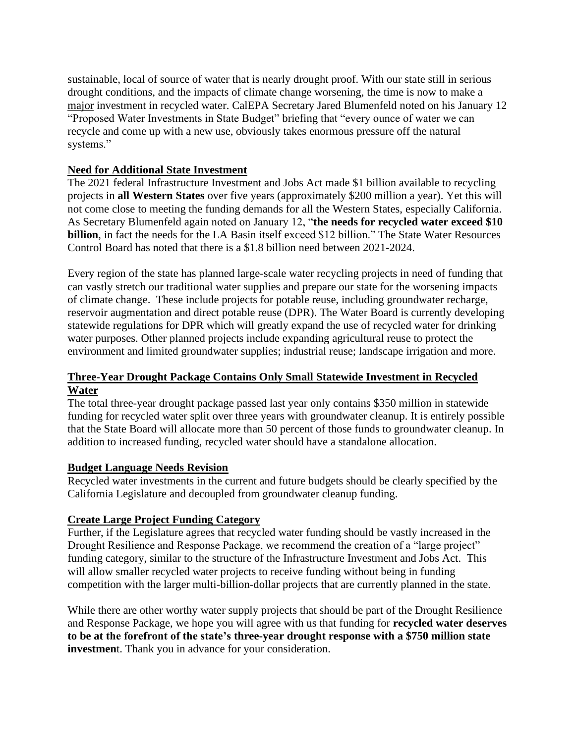sustainable, local of source of water that is nearly drought proof. With our state still in serious drought conditions, and the impacts of climate change worsening, the time is now to make a <u>major</u> investment in recycled water. CalEPA Secretary Jared Blumenfeld noted on his January 12 "Proposed Water Investments in State Budget" briefing that "every ounce of water we can recycle and come up with a new use, obviously takes enormous pressure off the natural systems."

**<u>Need for Additional State Investment</u>**

The 2021 federal Infrastructure Investment and Jobs Act made $1 billion available to recycling projects in **all Western States** over five years (approximately $200 million a year). Yet this will not come close to meeting the funding demands for all the Western States, especially California. As Secretary Blumenfeld again noted on January 12, "**the needs for recycled water exceed $10 billion**, in fact the needs for the LA Basin itself exceed $12 billion." The State Water Resources Control Board has noted that there is a $1.8 billion need between 2021-2024.

Every region of the state has planned large-scale water recycling projects in need of funding that can vastly stretch our traditional water supplies and prepare our state for the worsening impacts of climate change. These include projects for potable reuse, including groundwater recharge, reservoir augmentation and direct potable reuse (DPR). The Water Board is currently developing statewide regulations for DPR which will greatly expand the use of recycled water for drinking water purposes. Other planned projects include expanding agricultural reuse to protect the environment and limited groundwater supplies; industrial reuse; landscape irrigation and more.

**<u>Three-Year Drought Package Contains Only Small Statewide Investment in Recycled Water</u>**

The total three-year drought package passed last year only contains $350 million in statewide funding for recycled water split over three years with groundwater cleanup. It is entirely possible that the State Board will allocate more than 50 percent of those funds to groundwater cleanup. In addition to increased funding, recycled water should have a standalone allocation.

**<u>Budget Language Needs Revision</u>**

Recycled water investments in the current and future budgets should be clearly specified by the California Legislature and decoupled from groundwater cleanup funding.

**<u>Create Large Project Funding Category</u>**

Further, if the Legislature agrees that recycled water funding should be vastly increased in the Drought Resilience and Response Package, we recommend the creation of a "large project" funding category, similar to the structure of the Infrastructure Investment and Jobs Act. This will allow smaller recycled water projects to receive funding without being in funding competition with the larger multi-billion-dollar projects that are currently planned in the state.

While there are other worthy water supply projects that should be part of the Drought Resilience and Response Package, we hope you will agree with us that funding for **recycled water deserves to be at the forefront of the state's three-year drought response with a $750 million state investmen**t. Thank you in advance for your consideration.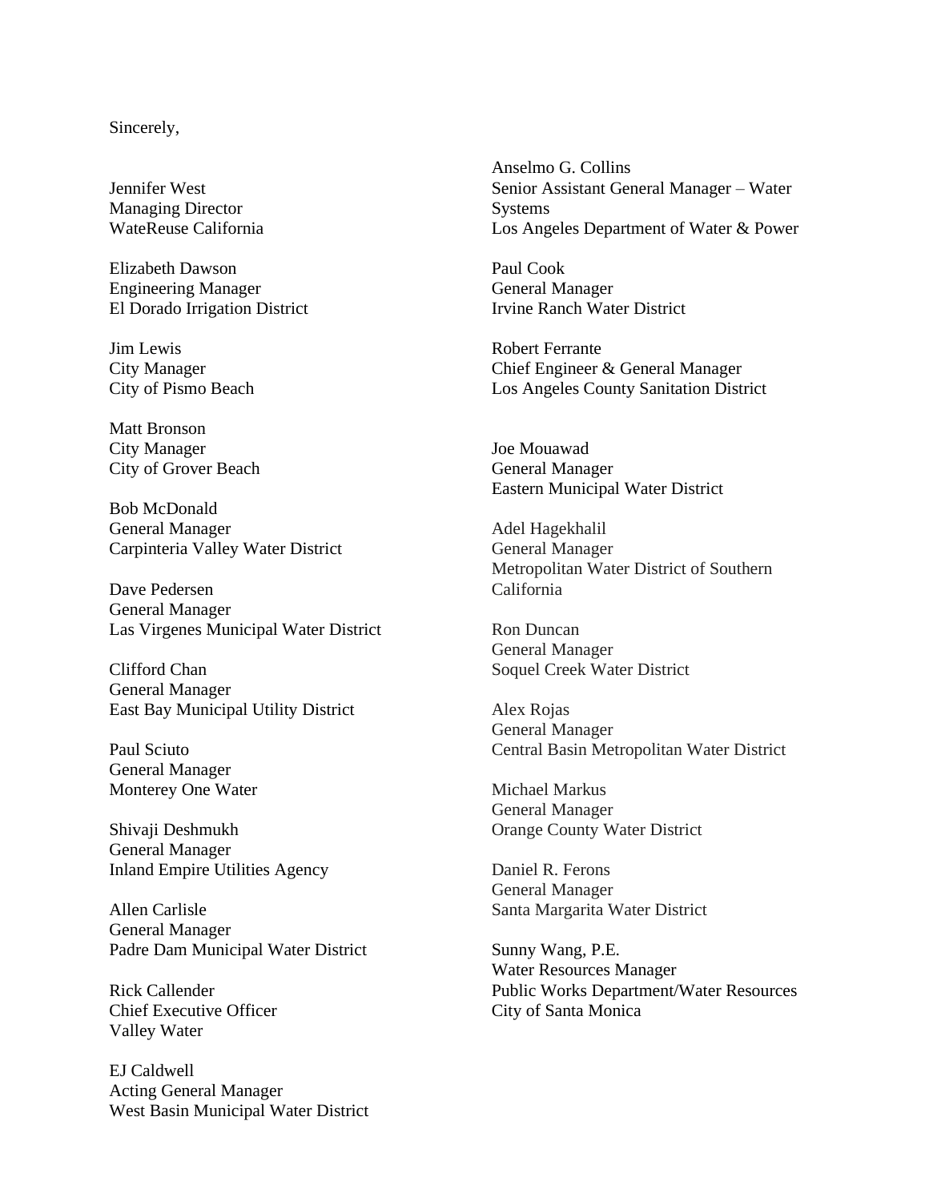Sincerely,

Jennifer West
Managing Director
WateReuse California

Elizabeth Dawson
Engineering Manager
El Dorado Irrigation District

Jim Lewis
City Manager
City of Pismo Beach

Matt Bronson
City Manager
City of Grover Beach

Bob McDonald
General Manager
Carpinteria Valley Water District

Dave Pedersen
General Manager
Las Virgenes Municipal Water District

Clifford Chan
General Manager
East Bay Municipal Utility District

Paul Sciuto
General Manager
Monterey One Water

Shivaji Deshmukh
General Manager
Inland Empire Utilities Agency

Allen Carlisle
General Manager
Padre Dam Municipal Water District

Rick Callender
Chief Executive Officer
Valley Water

EJ Caldwell
Acting General Manager
West Basin Municipal Water District

Anselmo G. Collins
Senior Assistant General Manager – Water Systems
Los Angeles Department of Water & Power

Paul Cook
General Manager
Irvine Ranch Water District

Robert Ferrante
Chief Engineer & General Manager
Los Angeles County Sanitation District

Joe Mouawad
General Manager
Eastern Municipal Water District

Adel Hagekhalil
General Manager
Metropolitan Water District of Southern California

Ron Duncan
General Manager
Soquel Creek Water District

Alex Rojas
General Manager
Central Basin Metropolitan Water District

Michael Markus
General Manager
Orange County Water District

Daniel R. Ferons
General Manager
Santa Margarita Water District

Sunny Wang, P.E.
Water Resources Manager
Public Works Department/Water Resources
City of Santa Monica